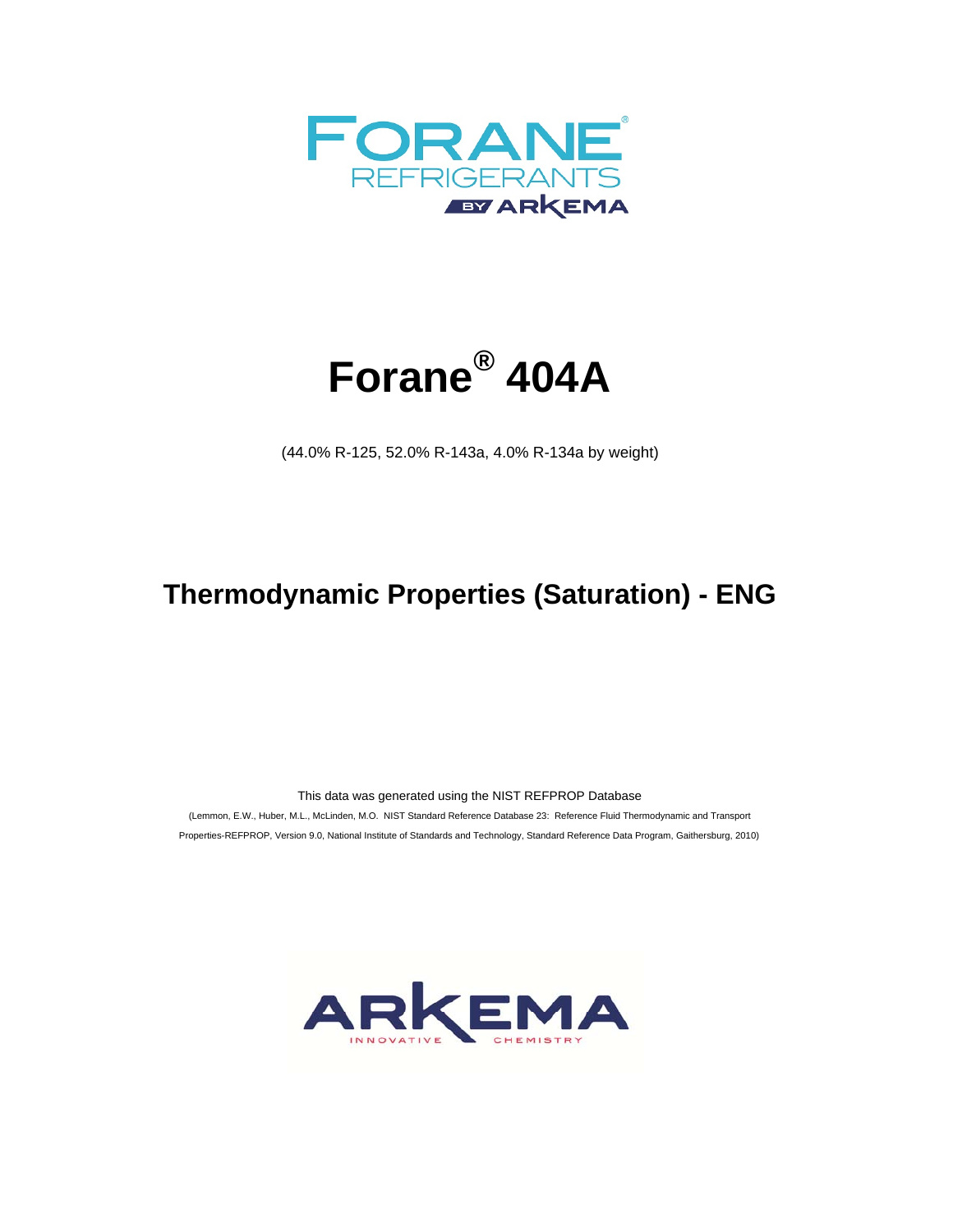FORANE®
REFRIGERANTS
BY ARKEMA

# Forane® 404A

(44.0% R-125, 52.0% R-143a, 4.0% R-134a by weight)

## Thermodynamic Properties (Saturation) - ENG

This data was generated using the NIST REFPROP Database

(Lemmon, E.W., Huber, M.L., McLinden, M.O. NIST Standard Reference Database 23: Reference Fluid Thermodynamic and Transport Properties-REFPROP, Version 9.0, National Institute of Standards and Technology, Standard Reference Data Program, Gaithersburg, 2010)

ARKEMA
INNOVATIVE CHEMISTRY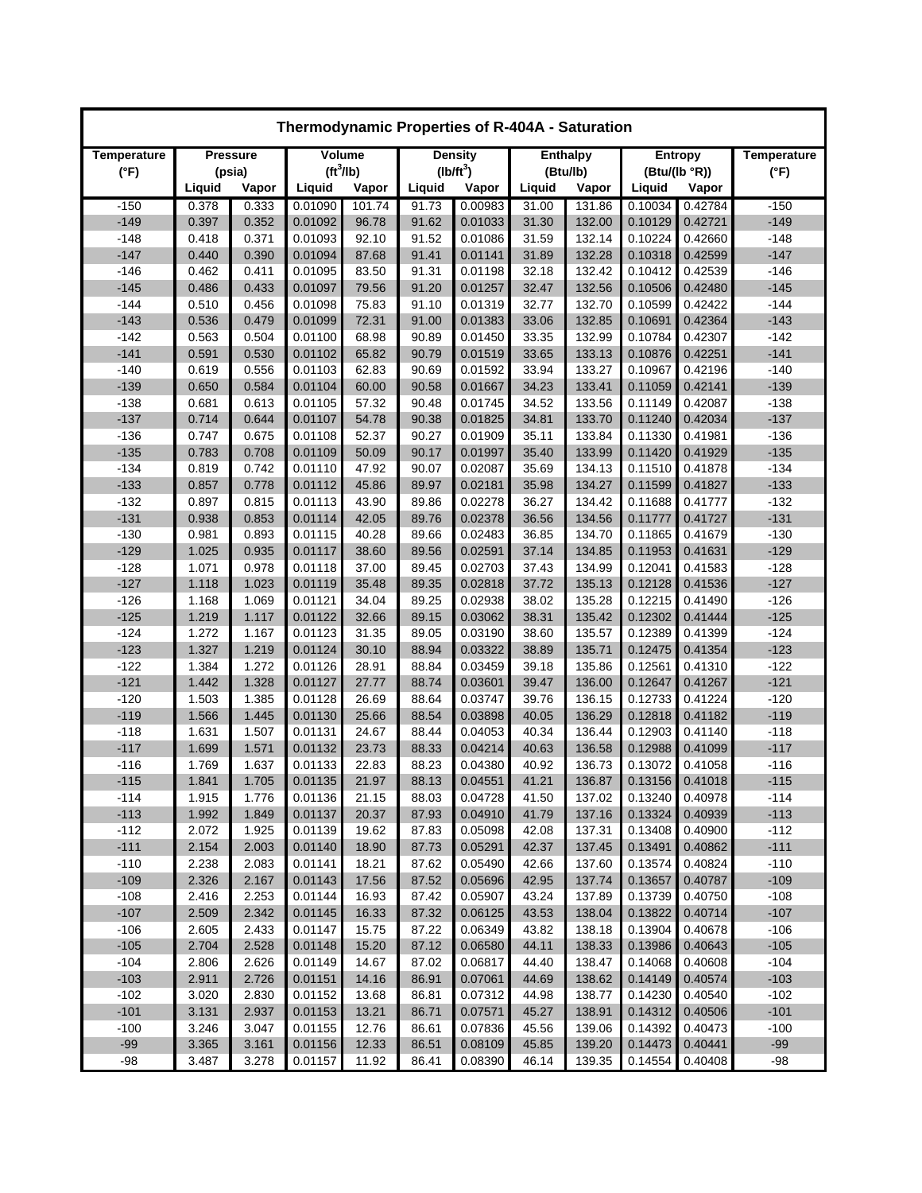# Thermodynamic Properties of R-404A - Saturation

| Temperature (°F) | Pressure (psia) | | Volume ($ft^3$/lb) | | Density ($lb/ft^3$) | | Enthalpy (Btu/lb) | | Entropy (Btu/(lb °R)) | | Temperature (°F) |
|---|---|---|---|---|---|---|---|---|---|---|---|
| | Liquid | Vapor | Liquid | Vapor | Liquid | Vapor | Liquid | Vapor | Liquid | Vapor | |
| -150 | 0.378 | 0.333 | 0.01090 | 101.74 | 91.73 | 0.00983 | 31.00 | 131.86 | 0.10034 | 0.42784 | -150 |
| -149 | 0.397 | 0.352 | 0.01092 | 96.78 | 91.62 | 0.01033 | 31.30 | 132.00 | 0.10129 | 0.42721 | -149 |
| -148 | 0.418 | 0.371 | 0.01093 | 92.10 | 91.52 | 0.01086 | 31.59 | 132.14 | 0.10224 | 0.42660 | -148 |
| -147 | 0.440 | 0.390 | 0.01094 | 87.68 | 91.41 | 0.01141 | 31.89 | 132.28 | 0.10318 | 0.42599 | -147 |
| -146 | 0.462 | 0.411 | 0.01095 | 83.50 | 91.31 | 0.01198 | 32.18 | 132.42 | 0.10412 | 0.42539 | -146 |
| -145 | 0.486 | 0.433 | 0.01097 | 79.56 | 91.20 | 0.01257 | 32.47 | 132.56 | 0.10506 | 0.42480 | -145 |
| -144 | 0.510 | 0.456 | 0.01098 | 75.83 | 91.10 | 0.01319 | 32.77 | 132.70 | 0.10599 | 0.42422 | -144 |
| -143 | 0.536 | 0.479 | 0.01099 | 72.31 | 91.00 | 0.01383 | 33.06 | 132.85 | 0.10691 | 0.42364 | -143 |
| -142 | 0.563 | 0.504 | 0.01100 | 68.98 | 90.89 | 0.01450 | 33.35 | 132.99 | 0.10784 | 0.42307 | -142 |
| -141 | 0.591 | 0.530 | 0.01102 | 65.82 | 90.79 | 0.01519 | 33.65 | 133.13 | 0.10876 | 0.42251 | -141 |
| -140 | 0.619 | 0.556 | 0.01103 | 62.83 | 90.69 | 0.01592 | 33.94 | 133.27 | 0.10967 | 0.42196 | -140 |
| -139 | 0.650 | 0.584 | 0.01104 | 60.00 | 90.58 | 0.01667 | 34.23 | 133.41 | 0.11059 | 0.42141 | -139 |
| -138 | 0.681 | 0.613 | 0.01105 | 57.32 | 90.48 | 0.01745 | 34.52 | 133.56 | 0.11149 | 0.42087 | -138 |
| -137 | 0.714 | 0.644 | 0.01107 | 54.78 | 90.38 | 0.01825 | 34.81 | 133.70 | 0.11240 | 0.42034 | -137 |
| -136 | 0.747 | 0.675 | 0.01108 | 52.37 | 90.27 | 0.01909 | 35.11 | 133.84 | 0.11330 | 0.41981 | -136 |
| -135 | 0.783 | 0.708 | 0.01109 | 50.09 | 90.17 | 0.01997 | 35.40 | 133.99 | 0.11420 | 0.41929 | -135 |
| -134 | 0.819 | 0.742 | 0.01110 | 47.92 | 90.07 | 0.02087 | 35.69 | 134.13 | 0.11510 | 0.41878 | -134 |
| -133 | 0.857 | 0.778 | 0.01112 | 45.86 | 89.97 | 0.02181 | 35.98 | 134.27 | 0.11599 | 0.41827 | -133 |
| -132 | 0.897 | 0.815 | 0.01113 | 43.90 | 89.86 | 0.02278 | 36.27 | 134.42 | 0.11688 | 0.41777 | -132 |
| -131 | 0.938 | 0.853 | 0.01114 | 42.05 | 89.76 | 0.02378 | 36.56 | 134.56 | 0.11777 | 0.41727 | -131 |
| -130 | 0.981 | 0.893 | 0.01115 | 40.28 | 89.66 | 0.02483 | 36.85 | 134.70 | 0.11865 | 0.41679 | -130 |
| -129 | 1.025 | 0.935 | 0.01117 | 38.60 | 89.56 | 0.02591 | 37.14 | 134.85 | 0.11953 | 0.41631 | -129 |
| -128 | 1.071 | 0.978 | 0.01118 | 37.00 | 89.45 | 0.02703 | 37.43 | 134.99 | 0.12041 | 0.41583 | -128 |
| -127 | 1.118 | 1.023 | 0.01119 | 35.48 | 89.35 | 0.02818 | 37.72 | 135.13 | 0.12128 | 0.41536 | -127 |
| -126 | 1.168 | 1.069 | 0.01121 | 34.04 | 89.25 | 0.02938 | 38.02 | 135.28 | 0.12215 | 0.41490 | -126 |
| -125 | 1.219 | 1.117 | 0.01122 | 32.66 | 89.15 | 0.03062 | 38.31 | 135.42 | 0.12302 | 0.41444 | -125 |
| -124 | 1.272 | 1.167 | 0.01123 | 31.35 | 89.05 | 0.03190 | 38.60 | 135.57 | 0.12389 | 0.41399 | -124 |
| -123 | 1.327 | 1.219 | 0.01124 | 30.10 | 88.94 | 0.03322 | 38.89 | 135.71 | 0.12475 | 0.41354 | -123 |
| -122 | 1.384 | 1.272 | 0.01126 | 28.91 | 88.84 | 0.03459 | 39.18 | 135.86 | 0.12561 | 0.41310 | -122 |
| -121 | 1.442 | 1.328 | 0.01127 | 27.77 | 88.74 | 0.03601 | 39.47 | 136.00 | 0.12647 | 0.41267 | -121 |
| -120 | 1.503 | 1.385 | 0.01128 | 26.69 | 88.64 | 0.03747 | 39.76 | 136.15 | 0.12733 | 0.41224 | -120 |
| -119 | 1.566 | 1.445 | 0.01130 | 25.66 | 88.54 | 0.03898 | 40.05 | 136.29 | 0.12818 | 0.41182 | -119 |
| -118 | 1.631 | 1.507 | 0.01131 | 24.67 | 88.44 | 0.04053 | 40.34 | 136.44 | 0.12903 | 0.41140 | -118 |
| -117 | 1.699 | 1.571 | 0.01132 | 23.73 | 88.33 | 0.04214 | 40.63 | 136.58 | 0.12988 | 0.41099 | -117 |
| -116 | 1.769 | 1.637 | 0.01133 | 22.83 | 88.23 | 0.04380 | 40.92 | 136.73 | 0.13072 | 0.41058 | -116 |
| -115 | 1.841 | 1.705 | 0.01135 | 21.97 | 88.13 | 0.04551 | 41.21 | 136.87 | 0.13156 | 0.41018 | -115 |
| -114 | 1.915 | 1.776 | 0.01136 | 21.15 | 88.03 | 0.04728 | 41.50 | 137.02 | 0.13240 | 0.40978 | -114 |
| -113 | 1.992 | 1.849 | 0.01137 | 20.37 | 87.93 | 0.04910 | 41.79 | 137.16 | 0.13324 | 0.40939 | -113 |
| -112 | 2.072 | 1.925 | 0.01139 | 19.62 | 87.83 | 0.05098 | 42.08 | 137.31 | 0.13408 | 0.40900 | -112 |
| -111 | 2.154 | 2.003 | 0.01140 | 18.90 | 87.73 | 0.05291 | 42.37 | 137.45 | 0.13491 | 0.40862 | -111 |
| -110 | 2.238 | 2.083 | 0.01141 | 18.21 | 87.62 | 0.05490 | 42.66 | 137.60 | 0.13574 | 0.40824 | -110 |
| -109 | 2.326 | 2.167 | 0.01143 | 17.56 | 87.52 | 0.05696 | 42.95 | 137.74 | 0.13657 | 0.40787 | -109 |
| -108 | 2.416 | 2.253 | 0.01144 | 16.93 | 87.42 | 0.05907 | 43.24 | 137.89 | 0.13739 | 0.40750 | -108 |
| -107 | 2.509 | 2.342 | 0.01145 | 16.33 | 87.32 | 0.06125 | 43.53 | 138.04 | 0.13822 | 0.40714 | -107 |
| -106 | 2.605 | 2.433 | 0.01147 | 15.75 | 87.22 | 0.06349 | 43.82 | 138.18 | 0.13904 | 0.40678 | -106 |
| -105 | 2.704 | 2.528 | 0.01148 | 15.20 | 87.12 | 0.06580 | 44.11 | 138.33 | 0.13986 | 0.40643 | -105 |
| -104 | 2.806 | 2.626 | 0.01149 | 14.67 | 87.02 | 0.06817 | 44.40 | 138.47 | 0.14068 | 0.40608 | -104 |
| -103 | 2.911 | 2.726 | 0.01151 | 14.16 | 86.91 | 0.07061 | 44.69 | 138.62 | 0.14149 | 0.40574 | -103 |
| -102 | 3.020 | 2.830 | 0.01152 | 13.68 | 86.81 | 0.07312 | 44.98 | 138.77 | 0.14230 | 0.40540 | -102 |
| -101 | 3.131 | 2.937 | 0.01153 | 13.21 | 86.71 | 0.07571 | 45.27 | 138.91 | 0.14312 | 0.40506 | -101 |
| -100 | 3.246 | 3.047 | 0.01155 | 12.76 | 86.61 | 0.07836 | 45.56 | 139.06 | 0.14392 | 0.40473 | -100 |
| -99 | 3.365 | 3.161 | 0.01156 | 12.33 | 86.51 | 0.08109 | 45.85 | 139.20 | 0.14473 | 0.40441 | -99 |
| -98 | 3.487 | 3.278 | 0.01157 | 11.92 | 86.41 | 0.08390 | 46.14 | 139.35 | 0.14554 | 0.40408 | -98 |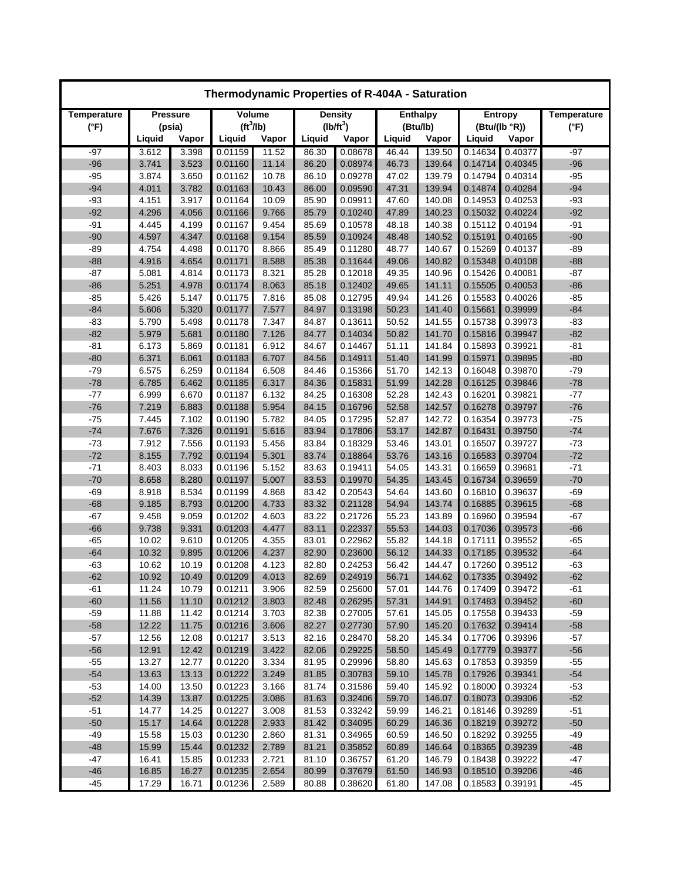| Thermodynamic Properties of R-404A - Saturation | | | | | | | | | | | |
|---|---|---|---|---|---|---|---|---|---|---|---|
| Temperature (°F) | Pressure (psia) | | Volume ($ft^3$/lb) | | Density ($lb/ft^3$) | | Enthalpy (Btu/lb) | | Entropy (Btu/(lb °R)) | | Temperature (°F) |
| | Liquid | Vapor | Liquid | Vapor | Liquid | Vapor | Liquid | Vapor | Liquid | Vapor | |
| -97 | 3.612 | 3.398 | 0.01159 | 11.52 | 86.30 | 0.08678 | 46.44 | 139.50 | 0.14634 | 0.40377 | -97 |
| -96 | 3.741 | 3.523 | 0.01160 | 11.14 | 86.20 | 0.08974 | 46.73 | 139.64 | 0.14714 | 0.40345 | -96 |
| -95 | 3.874 | 3.650 | 0.01162 | 10.78 | 86.10 | 0.09278 | 47.02 | 139.79 | 0.14794 | 0.40314 | -95 |
| -94 | 4.011 | 3.782 | 0.01163 | 10.43 | 86.00 | 0.09590 | 47.31 | 139.94 | 0.14874 | 0.40284 | -94 |
| -93 | 4.151 | 3.917 | 0.01164 | 10.09 | 85.90 | 0.09911 | 47.60 | 140.08 | 0.14953 | 0.40253 | -93 |
| -92 | 4.296 | 4.056 | 0.01166 | 9.766 | 85.79 | 0.10240 | 47.89 | 140.23 | 0.15032 | 0.40224 | -92 |
| -91 | 4.445 | 4.199 | 0.01167 | 9.454 | 85.69 | 0.10578 | 48.18 | 140.38 | 0.15112 | 0.40194 | -91 |
| -90 | 4.597 | 4.347 | 0.01168 | 9.154 | 85.59 | 0.10924 | 48.48 | 140.52 | 0.15191 | 0.40165 | -90 |
| -89 | 4.754 | 4.498 | 0.01170 | 8.866 | 85.49 | 0.11280 | 48.77 | 140.67 | 0.15269 | 0.40137 | -89 |
| -88 | 4.916 | 4.654 | 0.01171 | 8.588 | 85.38 | 0.11644 | 49.06 | 140.82 | 0.15348 | 0.40108 | -88 |
| -87 | 5.081 | 4.814 | 0.01173 | 8.321 | 85.28 | 0.12018 | 49.35 | 140.96 | 0.15426 | 0.40081 | -87 |
| -86 | 5.251 | 4.978 | 0.01174 | 8.063 | 85.18 | 0.12402 | 49.65 | 141.11 | 0.15505 | 0.40053 | -86 |
| -85 | 5.426 | 5.147 | 0.01175 | 7.816 | 85.08 | 0.12795 | 49.94 | 141.26 | 0.15583 | 0.40026 | -85 |
| -84 | 5.606 | 5.320 | 0.01177 | 7.577 | 84.97 | 0.13198 | 50.23 | 141.40 | 0.15661 | 0.39999 | -84 |
| -83 | 5.790 | 5.498 | 0.01178 | 7.347 | 84.87 | 0.13611 | 50.52 | 141.55 | 0.15738 | 0.39973 | -83 |
| -82 | 5.979 | 5.681 | 0.01180 | 7.126 | 84.77 | 0.14034 | 50.82 | 141.70 | 0.15816 | 0.39947 | -82 |
| -81 | 6.173 | 5.869 | 0.01181 | 6.912 | 84.67 | 0.14467 | 51.11 | 141.84 | 0.15893 | 0.39921 | -81 |
| -80 | 6.371 | 6.061 | 0.01183 | 6.707 | 84.56 | 0.14911 | 51.40 | 141.99 | 0.15971 | 0.39895 | -80 |
| -79 | 6.575 | 6.259 | 0.01184 | 6.508 | 84.46 | 0.15366 | 51.70 | 142.13 | 0.16048 | 0.39870 | -79 |
| -78 | 6.785 | 6.462 | 0.01185 | 6.317 | 84.36 | 0.15831 | 51.99 | 142.28 | 0.16125 | 0.39846 | -78 |
| -77 | 6.999 | 6.670 | 0.01187 | 6.132 | 84.25 | 0.16308 | 52.28 | 142.43 | 0.16201 | 0.39821 | -77 |
| -76 | 7.219 | 6.883 | 0.01188 | 5.954 | 84.15 | 0.16796 | 52.58 | 142.57 | 0.16278 | 0.39797 | -76 |
| -75 | 7.445 | 7.102 | 0.01190 | 5.782 | 84.05 | 0.17295 | 52.87 | 142.72 | 0.16354 | 0.39773 | -75 |
| -74 | 7.676 | 7.326 | 0.01191 | 5.616 | 83.94 | 0.17806 | 53.17 | 142.87 | 0.16431 | 0.39750 | -74 |
| -73 | 7.912 | 7.556 | 0.01193 | 5.456 | 83.84 | 0.18329 | 53.46 | 143.01 | 0.16507 | 0.39727 | -73 |
| -72 | 8.155 | 7.792 | 0.01194 | 5.301 | 83.74 | 0.18864 | 53.76 | 143.16 | 0.16583 | 0.39704 | -72 |
| -71 | 8.403 | 8.033 | 0.01196 | 5.152 | 83.63 | 0.19411 | 54.05 | 143.31 | 0.16659 | 0.39681 | -71 |
| -70 | 8.658 | 8.280 | 0.01197 | 5.007 | 83.53 | 0.19970 | 54.35 | 143.45 | 0.16734 | 0.39659 | -70 |
| -69 | 8.918 | 8.534 | 0.01199 | 4.868 | 83.42 | 0.20543 | 54.64 | 143.60 | 0.16810 | 0.39637 | -69 |
| -68 | 9.185 | 8.793 | 0.01200 | 4.733 | 83.32 | 0.21128 | 54.94 | 143.74 | 0.16885 | 0.39615 | -68 |
| -67 | 9.458 | 9.059 | 0.01202 | 4.603 | 83.22 | 0.21726 | 55.23 | 143.89 | 0.16960 | 0.39594 | -67 |
| -66 | 9.738 | 9.331 | 0.01203 | 4.477 | 83.11 | 0.22337 | 55.53 | 144.03 | 0.17036 | 0.39573 | -66 |
| -65 | 10.02 | 9.610 | 0.01205 | 4.355 | 83.01 | 0.22962 | 55.82 | 144.18 | 0.17111 | 0.39552 | -65 |
| -64 | 10.32 | 9.895 | 0.01206 | 4.237 | 82.90 | 0.23600 | 56.12 | 144.33 | 0.17185 | 0.39532 | -64 |
| -63 | 10.62 | 10.19 | 0.01208 | 4.123 | 82.80 | 0.24253 | 56.42 | 144.47 | 0.17260 | 0.39512 | -63 |
| -62 | 10.92 | 10.49 | 0.01209 | 4.013 | 82.69 | 0.24919 | 56.71 | 144.62 | 0.17335 | 0.39492 | -62 |
| -61 | 11.24 | 10.79 | 0.01211 | 3.906 | 82.59 | 0.25600 | 57.01 | 144.76 | 0.17409 | 0.39472 | -61 |
| -60 | 11.56 | 11.10 | 0.01212 | 3.803 | 82.48 | 0.26295 | 57.31 | 144.91 | 0.17483 | 0.39452 | -60 |
| -59 | 11.88 | 11.42 | 0.01214 | 3.703 | 82.38 | 0.27005 | 57.61 | 145.05 | 0.17558 | 0.39433 | -59 |
| -58 | 12.22 | 11.75 | 0.01216 | 3.606 | 82.27 | 0.27730 | 57.90 | 145.20 | 0.17632 | 0.39414 | -58 |
| -57 | 12.56 | 12.08 | 0.01217 | 3.513 | 82.16 | 0.28470 | 58.20 | 145.34 | 0.17706 | 0.39396 | -57 |
| -56 | 12.91 | 12.42 | 0.01219 | 3.422 | 82.06 | 0.29225 | 58.50 | 145.49 | 0.17779 | 0.39377 | -56 |
| -55 | 13.27 | 12.77 | 0.01220 | 3.334 | 81.95 | 0.29996 | 58.80 | 145.63 | 0.17853 | 0.39359 | -55 |
| -54 | 13.63 | 13.13 | 0.01222 | 3.249 | 81.85 | 0.30783 | 59.10 | 145.78 | 0.17926 | 0.39341 | -54 |
| -53 | 14.00 | 13.50 | 0.01223 | 3.166 | 81.74 | 0.31586 | 59.40 | 145.92 | 0.18000 | 0.39324 | -53 |
| -52 | 14.39 | 13.87 | 0.01225 | 3.086 | 81.63 | 0.32406 | 59.70 | 146.07 | 0.18073 | 0.39306 | -52 |
| -51 | 14.77 | 14.25 | 0.01227 | 3.008 | 81.53 | 0.33242 | 59.99 | 146.21 | 0.18146 | 0.39289 | -51 |
| -50 | 15.17 | 14.64 | 0.01228 | 2.933 | 81.42 | 0.34095 | 60.29 | 146.36 | 0.18219 | 0.39272 | -50 |
| -49 | 15.58 | 15.03 | 0.01230 | 2.860 | 81.31 | 0.34965 | 60.59 | 146.50 | 0.18292 | 0.39255 | -49 |
| -48 | 15.99 | 15.44 | 0.01232 | 2.789 | 81.21 | 0.35852 | 60.89 | 146.64 | 0.18365 | 0.39239 | -48 |
| -47 | 16.41 | 15.85 | 0.01233 | 2.721 | 81.10 | 0.36757 | 61.20 | 146.79 | 0.18438 | 0.39222 | -47 |
| -46 | 16.85 | 16.27 | 0.01235 | 2.654 | 80.99 | 0.37679 | 61.50 | 146.93 | 0.18510 | 0.39206 | -46 |
| -45 | 17.29 | 16.71 | 0.01236 | 2.589 | 80.88 | 0.38620 | 61.80 | 147.08 | 0.18583 | 0.39191 | -45 |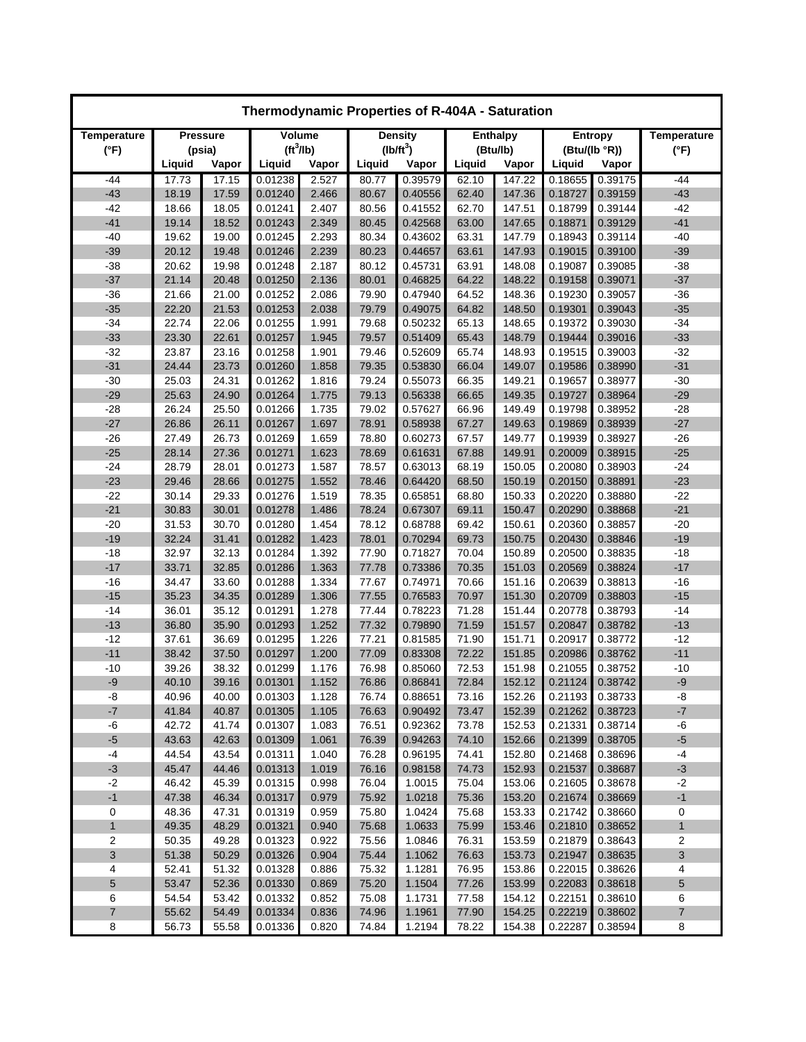# Thermodynamic Properties of R-404A - Saturation

| Temperature (°F) | Pressure (psia) | | Volume ($ft^3$/lb) | | Density ($lb/ft^3$) | | Enthalpy (Btu/lb) | | Entropy (Btu/(lb °R)) | | Temperature (°F) |
|---|---|---|---|---|---|---|---|---|---|---|---|
| | Liquid | Vapor | Liquid | Vapor | Liquid | Vapor | Liquid | Vapor | Liquid | Vapor | |
| -44 | 17.73 | 17.15 | 0.01238 | 2.527 | 80.77 | 0.39579 | 62.10 | 147.22 | 0.18655 | 0.39175 | -44 |
| -43 | 18.19 | 17.59 | 0.01240 | 2.466 | 80.67 | 0.40556 | 62.40 | 147.36 | 0.18727 | 0.39159 | -43 |
| -42 | 18.66 | 18.05 | 0.01241 | 2.407 | 80.56 | 0.41552 | 62.70 | 147.51 | 0.18799 | 0.39144 | -42 |
| -41 | 19.14 | 18.52 | 0.01243 | 2.349 | 80.45 | 0.42568 | 63.00 | 147.65 | 0.18871 | 0.39129 | -41 |
| -40 | 19.62 | 19.00 | 0.01245 | 2.293 | 80.34 | 0.43602 | 63.31 | 147.79 | 0.18943 | 0.39114 | -40 |
| -39 | 20.12 | 19.48 | 0.01246 | 2.239 | 80.23 | 0.44657 | 63.61 | 147.93 | 0.19015 | 0.39100 | -39 |
| -38 | 20.62 | 19.98 | 0.01248 | 2.187 | 80.12 | 0.45731 | 63.91 | 148.08 | 0.19087 | 0.39085 | -38 |
| -37 | 21.14 | 20.48 | 0.01250 | 2.136 | 80.01 | 0.46825 | 64.22 | 148.22 | 0.19158 | 0.39071 | -37 |
| -36 | 21.66 | 21.00 | 0.01252 | 2.086 | 79.90 | 0.47940 | 64.52 | 148.36 | 0.19230 | 0.39057 | -36 |
| -35 | 22.20 | 21.53 | 0.01253 | 2.038 | 79.79 | 0.49075 | 64.82 | 148.50 | 0.19301 | 0.39043 | -35 |
| -34 | 22.74 | 22.06 | 0.01255 | 1.991 | 79.68 | 0.50232 | 65.13 | 148.65 | 0.19372 | 0.39030 | -34 |
| -33 | 23.30 | 22.61 | 0.01257 | 1.945 | 79.57 | 0.51409 | 65.43 | 148.79 | 0.19444 | 0.39016 | -33 |
| -32 | 23.87 | 23.16 | 0.01258 | 1.901 | 79.46 | 0.52609 | 65.74 | 148.93 | 0.19515 | 0.39003 | -32 |
| -31 | 24.44 | 23.73 | 0.01260 | 1.858 | 79.35 | 0.53830 | 66.04 | 149.07 | 0.19586 | 0.38990 | -31 |
| -30 | 25.03 | 24.31 | 0.01262 | 1.816 | 79.24 | 0.55073 | 66.35 | 149.21 | 0.19657 | 0.38977 | -30 |
| -29 | 25.63 | 24.90 | 0.01264 | 1.775 | 79.13 | 0.56338 | 66.65 | 149.35 | 0.19727 | 0.38964 | -29 |
| -28 | 26.24 | 25.50 | 0.01266 | 1.735 | 79.02 | 0.57627 | 66.96 | 149.49 | 0.19798 | 0.38952 | -28 |
| -27 | 26.86 | 26.11 | 0.01267 | 1.697 | 78.91 | 0.58938 | 67.27 | 149.63 | 0.19869 | 0.38939 | -27 |
| -26 | 27.49 | 26.73 | 0.01269 | 1.659 | 78.80 | 0.60273 | 67.57 | 149.77 | 0.19939 | 0.38927 | -26 |
| -25 | 28.14 | 27.36 | 0.01271 | 1.623 | 78.69 | 0.61631 | 67.88 | 149.91 | 0.20009 | 0.38915 | -25 |
| -24 | 28.79 | 28.01 | 0.01273 | 1.587 | 78.57 | 0.63013 | 68.19 | 150.05 | 0.20080 | 0.38903 | -24 |
| -23 | 29.46 | 28.66 | 0.01275 | 1.552 | 78.46 | 0.64420 | 68.50 | 150.19 | 0.20150 | 0.38891 | -23 |
| -22 | 30.14 | 29.33 | 0.01276 | 1.519 | 78.35 | 0.65851 | 68.80 | 150.33 | 0.20220 | 0.38880 | -22 |
| -21 | 30.83 | 30.01 | 0.01278 | 1.486 | 78.24 | 0.67307 | 69.11 | 150.47 | 0.20290 | 0.38868 | -21 |
| -20 | 31.53 | 30.70 | 0.01280 | 1.454 | 78.12 | 0.68788 | 69.42 | 150.61 | 0.20360 | 0.38857 | -20 |
| -19 | 32.24 | 31.41 | 0.01282 | 1.423 | 78.01 | 0.70294 | 69.73 | 150.75 | 0.20430 | 0.38846 | -19 |
| -18 | 32.97 | 32.13 | 0.01284 | 1.392 | 77.90 | 0.71827 | 70.04 | 150.89 | 0.20500 | 0.38835 | -18 |
| -17 | 33.71 | 32.85 | 0.01286 | 1.363 | 77.78 | 0.73386 | 70.35 | 151.03 | 0.20569 | 0.38824 | -17 |
| -16 | 34.47 | 33.60 | 0.01288 | 1.334 | 77.67 | 0.74971 | 70.66 | 151.16 | 0.20639 | 0.38813 | -16 |
| -15 | 35.23 | 34.35 | 0.01289 | 1.306 | 77.55 | 0.76583 | 70.97 | 151.30 | 0.20709 | 0.38803 | -15 |
| -14 | 36.01 | 35.12 | 0.01291 | 1.278 | 77.44 | 0.78223 | 71.28 | 151.44 | 0.20778 | 0.38793 | -14 |
| -13 | 36.80 | 35.90 | 0.01293 | 1.252 | 77.32 | 0.79890 | 71.59 | 151.57 | 0.20847 | 0.38782 | -13 |
| -12 | 37.61 | 36.69 | 0.01295 | 1.226 | 77.21 | 0.81585 | 71.90 | 151.71 | 0.20917 | 0.38772 | -12 |
| -11 | 38.42 | 37.50 | 0.01297 | 1.200 | 77.09 | 0.83308 | 72.22 | 151.85 | 0.20986 | 0.38762 | -11 |
| -10 | 39.26 | 38.32 | 0.01299 | 1.176 | 76.98 | 0.85060 | 72.53 | 151.98 | 0.21055 | 0.38752 | -10 |
| -9 | 40.10 | 39.16 | 0.01301 | 1.152 | 76.86 | 0.86841 | 72.84 | 152.12 | 0.21124 | 0.38742 | -9 |
| -8 | 40.96 | 40.00 | 0.01303 | 1.128 | 76.74 | 0.88651 | 73.16 | 152.26 | 0.21193 | 0.38733 | -8 |
| -7 | 41.84 | 40.87 | 0.01305 | 1.105 | 76.63 | 0.90492 | 73.47 | 152.39 | 0.21262 | 0.38723 | -7 |
| -6 | 42.72 | 41.74 | 0.01307 | 1.083 | 76.51 | 0.92362 | 73.78 | 152.53 | 0.21331 | 0.38714 | -6 |
| -5 | 43.63 | 42.63 | 0.01309 | 1.061 | 76.39 | 0.94263 | 74.10 | 152.66 | 0.21399 | 0.38705 | -5 |
| -4 | 44.54 | 43.54 | 0.01311 | 1.040 | 76.28 | 0.96195 | 74.41 | 152.80 | 0.21468 | 0.38696 | -4 |
| -3 | 45.47 | 44.46 | 0.01313 | 1.019 | 76.16 | 0.98158 | 74.73 | 152.93 | 0.21537 | 0.38687 | -3 |
| -2 | 46.42 | 45.39 | 0.01315 | 0.998 | 76.04 | 1.0015 | 75.04 | 153.06 | 0.21605 | 0.38678 | -2 |
| -1 | 47.38 | 46.34 | 0.01317 | 0.979 | 75.92 | 1.0218 | 75.36 | 153.20 | 0.21674 | 0.38669 | -1 |
| 0 | 48.36 | 47.31 | 0.01319 | 0.959 | 75.80 | 1.0424 | 75.68 | 153.33 | 0.21742 | 0.38660 | 0 |
| 1 | 49.35 | 48.29 | 0.01321 | 0.940 | 75.68 | 1.0633 | 75.99 | 153.46 | 0.21810 | 0.38652 | 1 |
| 2 | 50.35 | 49.28 | 0.01323 | 0.922 | 75.56 | 1.0846 | 76.31 | 153.59 | 0.21879 | 0.38643 | 2 |
| 3 | 51.38 | 50.29 | 0.01326 | 0.904 | 75.44 | 1.1062 | 76.63 | 153.73 | 0.21947 | 0.38635 | 3 |
| 4 | 52.41 | 51.32 | 0.01328 | 0.886 | 75.32 | 1.1281 | 76.95 | 153.86 | 0.22015 | 0.38626 | 4 |
| 5 | 53.47 | 52.36 | 0.01330 | 0.869 | 75.20 | 1.1504 | 77.26 | 153.99 | 0.22083 | 0.38618 | 5 |
| 6 | 54.54 | 53.42 | 0.01332 | 0.852 | 75.08 | 1.1731 | 77.58 | 154.12 | 0.22151 | 0.38610 | 6 |
| 7 | 55.62 | 54.49 | 0.01334 | 0.836 | 74.96 | 1.1961 | 77.90 | 154.25 | 0.22219 | 0.38602 | 7 |
| 8 | 56.73 | 55.58 | 0.01336 | 0.820 | 74.84 | 1.2194 | 78.22 | 154.38 | 0.22287 | 0.38594 | 8 |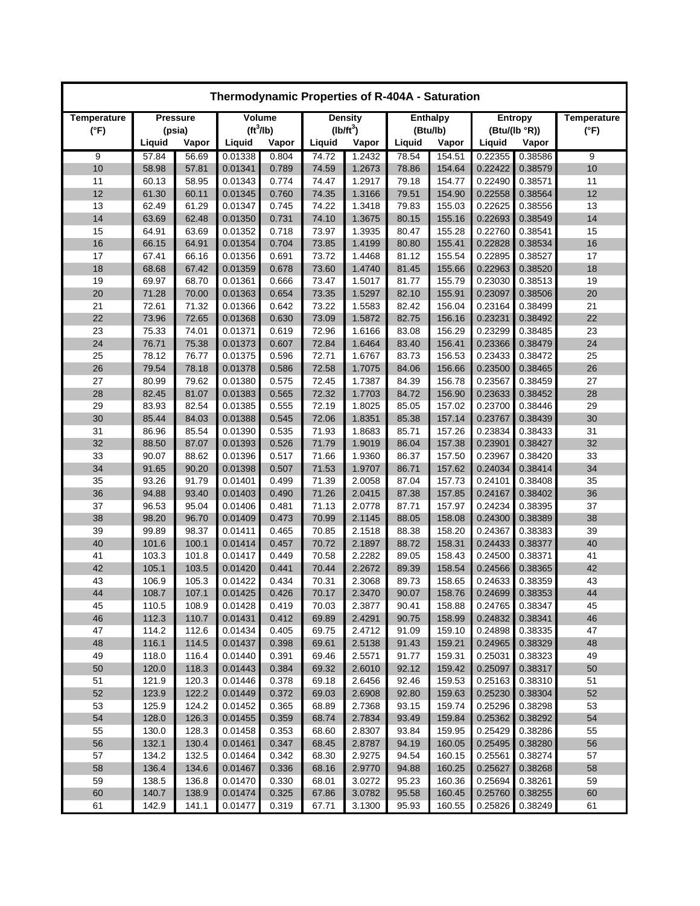| Thermodynamic Properties of R-404A - Saturation | | | | | | | | | | | |
|---|---|---|---|---|---|---|---|---|---|---|---|
| Temperature (°F) | Pressure (psia) | | Volume ($ft^3$/lb) | | Density ($lb/ft^3$) | | Enthalpy (Btu/lb) | | Entropy (Btu/(lb °R)) | | Temperature (°F) |
| | Liquid | Vapor | Liquid | Vapor | Liquid | Vapor | Liquid | Vapor | Liquid | Vapor | |
| 9 | 57.84 | 56.69 | 0.01338 | 0.804 | 74.72 | 1.2432 | 78.54 | 154.51 | 0.22355 | 0.38586 | 9 |
| 10 | 58.98 | 57.81 | 0.01341 | 0.789 | 74.59 | 1.2673 | 78.86 | 154.64 | 0.22422 | 0.38579 | 10 |
| 11 | 60.13 | 58.95 | 0.01343 | 0.774 | 74.47 | 1.2917 | 79.18 | 154.77 | 0.22490 | 0.38571 | 11 |
| 12 | 61.30 | 60.11 | 0.01345 | 0.760 | 74.35 | 1.3166 | 79.51 | 154.90 | 0.22558 | 0.38564 | 12 |
| 13 | 62.49 | 61.29 | 0.01347 | 0.745 | 74.22 | 1.3418 | 79.83 | 155.03 | 0.22625 | 0.38556 | 13 |
| 14 | 63.69 | 62.48 | 0.01350 | 0.731 | 74.10 | 1.3675 | 80.15 | 155.16 | 0.22693 | 0.38549 | 14 |
| 15 | 64.91 | 63.69 | 0.01352 | 0.718 | 73.97 | 1.3935 | 80.47 | 155.28 | 0.22760 | 0.38541 | 15 |
| 16 | 66.15 | 64.91 | 0.01354 | 0.704 | 73.85 | 1.4199 | 80.80 | 155.41 | 0.22828 | 0.38534 | 16 |
| 17 | 67.41 | 66.16 | 0.01356 | 0.691 | 73.72 | 1.4468 | 81.12 | 155.54 | 0.22895 | 0.38527 | 17 |
| 18 | 68.68 | 67.42 | 0.01359 | 0.678 | 73.60 | 1.4740 | 81.45 | 155.66 | 0.22963 | 0.38520 | 18 |
| 19 | 69.97 | 68.70 | 0.01361 | 0.666 | 73.47 | 1.5017 | 81.77 | 155.79 | 0.23030 | 0.38513 | 19 |
| 20 | 71.28 | 70.00 | 0.01363 | 0.654 | 73.35 | 1.5297 | 82.10 | 155.91 | 0.23097 | 0.38506 | 20 |
| 21 | 72.61 | 71.32 | 0.01366 | 0.642 | 73.22 | 1.5583 | 82.42 | 156.04 | 0.23164 | 0.38499 | 21 |
| 22 | 73.96 | 72.65 | 0.01368 | 0.630 | 73.09 | 1.5872 | 82.75 | 156.16 | 0.23231 | 0.38492 | 22 |
| 23 | 75.33 | 74.01 | 0.01371 | 0.619 | 72.96 | 1.6166 | 83.08 | 156.29 | 0.23299 | 0.38485 | 23 |
| 24 | 76.71 | 75.38 | 0.01373 | 0.607 | 72.84 | 1.6464 | 83.40 | 156.41 | 0.23366 | 0.38479 | 24 |
| 25 | 78.12 | 76.77 | 0.01375 | 0.596 | 72.71 | 1.6767 | 83.73 | 156.53 | 0.23433 | 0.38472 | 25 |
| 26 | 79.54 | 78.18 | 0.01378 | 0.586 | 72.58 | 1.7075 | 84.06 | 156.66 | 0.23500 | 0.38465 | 26 |
| 27 | 80.99 | 79.62 | 0.01380 | 0.575 | 72.45 | 1.7387 | 84.39 | 156.78 | 0.23567 | 0.38459 | 27 |
| 28 | 82.45 | 81.07 | 0.01383 | 0.565 | 72.32 | 1.7703 | 84.72 | 156.90 | 0.23633 | 0.38452 | 28 |
| 29 | 83.93 | 82.54 | 0.01385 | 0.555 | 72.19 | 1.8025 | 85.05 | 157.02 | 0.23700 | 0.38446 | 29 |
| 30 | 85.44 | 84.03 | 0.01388 | 0.545 | 72.06 | 1.8351 | 85.38 | 157.14 | 0.23767 | 0.38439 | 30 |
| 31 | 86.96 | 85.54 | 0.01390 | 0.535 | 71.93 | 1.8683 | 85.71 | 157.26 | 0.23834 | 0.38433 | 31 |
| 32 | 88.50 | 87.07 | 0.01393 | 0.526 | 71.79 | 1.9019 | 86.04 | 157.38 | 0.23901 | 0.38427 | 32 |
| 33 | 90.07 | 88.62 | 0.01396 | 0.517 | 71.66 | 1.9360 | 86.37 | 157.50 | 0.23967 | 0.38420 | 33 |
| 34 | 91.65 | 90.20 | 0.01398 | 0.507 | 71.53 | 1.9707 | 86.71 | 157.62 | 0.24034 | 0.38414 | 34 |
| 35 | 93.26 | 91.79 | 0.01401 | 0.499 | 71.39 | 2.0058 | 87.04 | 157.73 | 0.24101 | 0.38408 | 35 |
| 36 | 94.88 | 93.40 | 0.01403 | 0.490 | 71.26 | 2.0415 | 87.38 | 157.85 | 0.24167 | 0.38402 | 36 |
| 37 | 96.53 | 95.04 | 0.01406 | 0.481 | 71.13 | 2.0778 | 87.71 | 157.97 | 0.24234 | 0.38395 | 37 |
| 38 | 98.20 | 96.70 | 0.01409 | 0.473 | 70.99 | 2.1145 | 88.05 | 158.08 | 0.24300 | 0.38389 | 38 |
| 39 | 99.89 | 98.37 | 0.01411 | 0.465 | 70.85 | 2.1518 | 88.38 | 158.20 | 0.24367 | 0.38383 | 39 |
| 40 | 101.6 | 100.1 | 0.01414 | 0.457 | 70.72 | 2.1897 | 88.72 | 158.31 | 0.24433 | 0.38377 | 40 |
| 41 | 103.3 | 101.8 | 0.01417 | 0.449 | 70.58 | 2.2282 | 89.05 | 158.43 | 0.24500 | 0.38371 | 41 |
| 42 | 105.1 | 103.5 | 0.01420 | 0.441 | 70.44 | 2.2672 | 89.39 | 158.54 | 0.24566 | 0.38365 | 42 |
| 43 | 106.9 | 105.3 | 0.01422 | 0.434 | 70.31 | 2.3068 | 89.73 | 158.65 | 0.24633 | 0.38359 | 43 |
| 44 | 108.7 | 107.1 | 0.01425 | 0.426 | 70.17 | 2.3470 | 90.07 | 158.76 | 0.24699 | 0.38353 | 44 |
| 45 | 110.5 | 108.9 | 0.01428 | 0.419 | 70.03 | 2.3877 | 90.41 | 158.88 | 0.24765 | 0.38347 | 45 |
| 46 | 112.3 | 110.7 | 0.01431 | 0.412 | 69.89 | 2.4291 | 90.75 | 158.99 | 0.24832 | 0.38341 | 46 |
| 47 | 114.2 | 112.6 | 0.01434 | 0.405 | 69.75 | 2.4712 | 91.09 | 159.10 | 0.24898 | 0.38335 | 47 |
| 48 | 116.1 | 114.5 | 0.01437 | 0.398 | 69.61 | 2.5138 | 91.43 | 159.21 | 0.24965 | 0.38329 | 48 |
| 49 | 118.0 | 116.4 | 0.01440 | 0.391 | 69.46 | 2.5571 | 91.77 | 159.31 | 0.25031 | 0.38323 | 49 |
| 50 | 120.0 | 118.3 | 0.01443 | 0.384 | 69.32 | 2.6010 | 92.12 | 159.42 | 0.25097 | 0.38317 | 50 |
| 51 | 121.9 | 120.3 | 0.01446 | 0.378 | 69.18 | 2.6456 | 92.46 | 159.53 | 0.25163 | 0.38310 | 51 |
| 52 | 123.9 | 122.2 | 0.01449 | 0.372 | 69.03 | 2.6908 | 92.80 | 159.63 | 0.25230 | 0.38304 | 52 |
| 53 | 125.9 | 124.2 | 0.01452 | 0.365 | 68.89 | 2.7368 | 93.15 | 159.74 | 0.25296 | 0.38298 | 53 |
| 54 | 128.0 | 126.3 | 0.01455 | 0.359 | 68.74 | 2.7834 | 93.49 | 159.84 | 0.25362 | 0.38292 | 54 |
| 55 | 130.0 | 128.3 | 0.01458 | 0.353 | 68.60 | 2.8307 | 93.84 | 159.95 | 0.25429 | 0.38286 | 55 |
| 56 | 132.1 | 130.4 | 0.01461 | 0.347 | 68.45 | 2.8787 | 94.19 | 160.05 | 0.25495 | 0.38280 | 56 |
| 57 | 134.2 | 132.5 | 0.01464 | 0.342 | 68.30 | 2.9275 | 94.54 | 160.15 | 0.25561 | 0.38274 | 57 |
| 58 | 136.4 | 134.6 | 0.01467 | 0.336 | 68.16 | 2.9770 | 94.88 | 160.25 | 0.25627 | 0.38268 | 58 |
| 59 | 138.5 | 136.8 | 0.01470 | 0.330 | 68.01 | 3.0272 | 95.23 | 160.36 | 0.25694 | 0.38261 | 59 |
| 60 | 140.7 | 138.9 | 0.01474 | 0.325 | 67.86 | 3.0782 | 95.58 | 160.45 | 0.25760 | 0.38255 | 60 |
| 61 | 142.9 | 141.1 | 0.01477 | 0.319 | 67.71 | 3.1300 | 95.93 | 160.55 | 0.25826 | 0.38249 | 61 |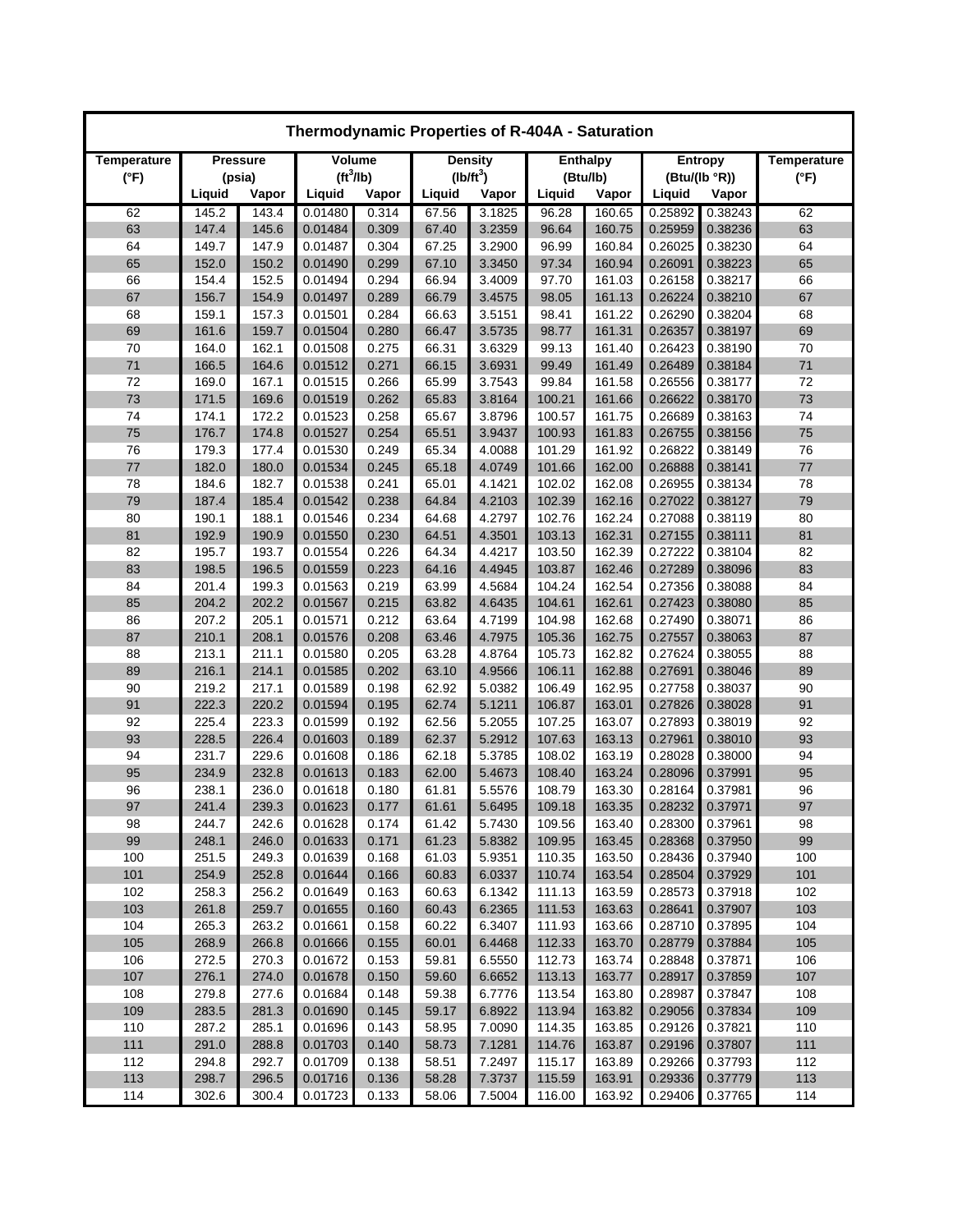# Thermodynamic Properties of R-404A - Saturation

| Temperature (°F) | Pressure (psia) | | Volume ($ft^3$/lb) | | Density ($lb/ft^3$) | | Enthalpy (Btu/lb) | | Entropy (Btu/(lb °R)) | | Temperature (°F) |
|---|---|---|---|---|---|---|---|---|---|---|---|
| | Liquid | Vapor | Liquid | Vapor | Liquid | Vapor | Liquid | Vapor | Liquid | Vapor | |
| 62 | 145.2 | 143.4 | 0.01480 | 0.314 | 67.56 | 3.1825 | 96.28 | 160.65 | 0.25892 | 0.38243 | 62 |
| 63 | 147.4 | 145.6 | 0.01484 | 0.309 | 67.40 | 3.2359 | 96.64 | 160.75 | 0.25959 | 0.38236 | 63 |
| 64 | 149.7 | 147.9 | 0.01487 | 0.304 | 67.25 | 3.2900 | 96.99 | 160.84 | 0.26025 | 0.38230 | 64 |
| 65 | 152.0 | 150.2 | 0.01490 | 0.299 | 67.10 | 3.3450 | 97.34 | 160.94 | 0.26091 | 0.38223 | 65 |
| 66 | 154.4 | 152.5 | 0.01494 | 0.294 | 66.94 | 3.4009 | 97.70 | 161.03 | 0.26158 | 0.38217 | 66 |
| 67 | 156.7 | 154.9 | 0.01497 | 0.289 | 66.79 | 3.4575 | 98.05 | 161.13 | 0.26224 | 0.38210 | 67 |
| 68 | 159.1 | 157.3 | 0.01501 | 0.284 | 66.63 | 3.5151 | 98.41 | 161.22 | 0.26290 | 0.38204 | 68 |
| 69 | 161.6 | 159.7 | 0.01504 | 0.280 | 66.47 | 3.5735 | 98.77 | 161.31 | 0.26357 | 0.38197 | 69 |
| 70 | 164.0 | 162.1 | 0.01508 | 0.275 | 66.31 | 3.6329 | 99.13 | 161.40 | 0.26423 | 0.38190 | 70 |
| 71 | 166.5 | 164.6 | 0.01512 | 0.271 | 66.15 | 3.6931 | 99.49 | 161.49 | 0.26489 | 0.38184 | 71 |
| 72 | 169.0 | 167.1 | 0.01515 | 0.266 | 65.99 | 3.7543 | 99.84 | 161.58 | 0.26556 | 0.38177 | 72 |
| 73 | 171.5 | 169.6 | 0.01519 | 0.262 | 65.83 | 3.8164 | 100.21 | 161.66 | 0.26622 | 0.38170 | 73 |
| 74 | 174.1 | 172.2 | 0.01523 | 0.258 | 65.67 | 3.8796 | 100.57 | 161.75 | 0.26689 | 0.38163 | 74 |
| 75 | 176.7 | 174.8 | 0.01527 | 0.254 | 65.51 | 3.9437 | 100.93 | 161.83 | 0.26755 | 0.38156 | 75 |
| 76 | 179.3 | 177.4 | 0.01530 | 0.249 | 65.34 | 4.0088 | 101.29 | 161.92 | 0.26822 | 0.38149 | 76 |
| 77 | 182.0 | 180.0 | 0.01534 | 0.245 | 65.18 | 4.0749 | 101.66 | 162.00 | 0.26888 | 0.38141 | 77 |
| 78 | 184.6 | 182.7 | 0.01538 | 0.241 | 65.01 | 4.1421 | 102.02 | 162.08 | 0.26955 | 0.38134 | 78 |
| 79 | 187.4 | 185.4 | 0.01542 | 0.238 | 64.84 | 4.2103 | 102.39 | 162.16 | 0.27022 | 0.38127 | 79 |
| 80 | 190.1 | 188.1 | 0.01546 | 0.234 | 64.68 | 4.2797 | 102.76 | 162.24 | 0.27088 | 0.38119 | 80 |
| 81 | 192.9 | 190.9 | 0.01550 | 0.230 | 64.51 | 4.3501 | 103.13 | 162.31 | 0.27155 | 0.38111 | 81 |
| 82 | 195.7 | 193.7 | 0.01554 | 0.226 | 64.34 | 4.4217 | 103.50 | 162.39 | 0.27222 | 0.38104 | 82 |
| 83 | 198.5 | 196.5 | 0.01559 | 0.223 | 64.16 | 4.4945 | 103.87 | 162.46 | 0.27289 | 0.38096 | 83 |
| 84 | 201.4 | 199.3 | 0.01563 | 0.219 | 63.99 | 4.5684 | 104.24 | 162.54 | 0.27356 | 0.38088 | 84 |
| 85 | 204.2 | 202.2 | 0.01567 | 0.215 | 63.82 | 4.6435 | 104.61 | 162.61 | 0.27423 | 0.38080 | 85 |
| 86 | 207.2 | 205.1 | 0.01571 | 0.212 | 63.64 | 4.7199 | 104.98 | 162.68 | 0.27490 | 0.38071 | 86 |
| 87 | 210.1 | 208.1 | 0.01576 | 0.208 | 63.46 | 4.7975 | 105.36 | 162.75 | 0.27557 | 0.38063 | 87 |
| 88 | 213.1 | 211.1 | 0.01580 | 0.205 | 63.28 | 4.8764 | 105.73 | 162.82 | 0.27624 | 0.38055 | 88 |
| 89 | 216.1 | 214.1 | 0.01585 | 0.202 | 63.10 | 4.9566 | 106.11 | 162.88 | 0.27691 | 0.38046 | 89 |
| 90 | 219.2 | 217.1 | 0.01589 | 0.198 | 62.92 | 5.0382 | 106.49 | 162.95 | 0.27758 | 0.38037 | 90 |
| 91 | 222.3 | 220.2 | 0.01594 | 0.195 | 62.74 | 5.1211 | 106.87 | 163.01 | 0.27826 | 0.38028 | 91 |
| 92 | 225.4 | 223.3 | 0.01599 | 0.192 | 62.56 | 5.2055 | 107.25 | 163.07 | 0.27893 | 0.38019 | 92 |
| 93 | 228.5 | 226.4 | 0.01603 | 0.189 | 62.37 | 5.2912 | 107.63 | 163.13 | 0.27961 | 0.38010 | 93 |
| 94 | 231.7 | 229.6 | 0.01608 | 0.186 | 62.18 | 5.3785 | 108.02 | 163.19 | 0.28028 | 0.38000 | 94 |
| 95 | 234.9 | 232.8 | 0.01613 | 0.183 | 62.00 | 5.4673 | 108.40 | 163.24 | 0.28096 | 0.37991 | 95 |
| 96 | 238.1 | 236.0 | 0.01618 | 0.180 | 61.81 | 5.5576 | 108.79 | 163.30 | 0.28164 | 0.37981 | 96 |
| 97 | 241.4 | 239.3 | 0.01623 | 0.177 | 61.61 | 5.6495 | 109.18 | 163.35 | 0.28232 | 0.37971 | 97 |
| 98 | 244.7 | 242.6 | 0.01628 | 0.174 | 61.42 | 5.7430 | 109.56 | 163.40 | 0.28300 | 0.37961 | 98 |
| 99 | 248.1 | 246.0 | 0.01633 | 0.171 | 61.23 | 5.8382 | 109.95 | 163.45 | 0.28368 | 0.37950 | 99 |
| 100 | 251.5 | 249.3 | 0.01639 | 0.168 | 61.03 | 5.9351 | 110.35 | 163.50 | 0.28436 | 0.37940 | 100 |
| 101 | 254.9 | 252.8 | 0.01644 | 0.166 | 60.83 | 6.0337 | 110.74 | 163.54 | 0.28504 | 0.37929 | 101 |
| 102 | 258.3 | 256.2 | 0.01649 | 0.163 | 60.63 | 6.1342 | 111.13 | 163.59 | 0.28573 | 0.37918 | 102 |
| 103 | 261.8 | 259.7 | 0.01655 | 0.160 | 60.43 | 6.2365 | 111.53 | 163.63 | 0.28641 | 0.37907 | 103 |
| 104 | 265.3 | 263.2 | 0.01661 | 0.158 | 60.22 | 6.3407 | 111.93 | 163.66 | 0.28710 | 0.37895 | 104 |
| 105 | 268.9 | 266.8 | 0.01666 | 0.155 | 60.01 | 6.4468 | 112.33 | 163.70 | 0.28779 | 0.37884 | 105 |
| 106 | 272.5 | 270.3 | 0.01672 | 0.153 | 59.81 | 6.5550 | 112.73 | 163.74 | 0.28848 | 0.37871 | 106 |
| 107 | 276.1 | 274.0 | 0.01678 | 0.150 | 59.60 | 6.6652 | 113.13 | 163.77 | 0.28917 | 0.37859 | 107 |
| 108 | 279.8 | 277.6 | 0.01684 | 0.148 | 59.38 | 6.7776 | 113.54 | 163.80 | 0.28987 | 0.37847 | 108 |
| 109 | 283.5 | 281.3 | 0.01690 | 0.145 | 59.17 | 6.8922 | 113.94 | 163.82 | 0.29056 | 0.37834 | 109 |
| 110 | 287.2 | 285.1 | 0.01696 | 0.143 | 58.95 | 7.0090 | 114.35 | 163.85 | 0.29126 | 0.37821 | 110 |
| 111 | 291.0 | 288.8 | 0.01703 | 0.140 | 58.73 | 7.1281 | 114.76 | 163.87 | 0.29196 | 0.37807 | 111 |
| 112 | 294.8 | 292.7 | 0.01709 | 0.138 | 58.51 | 7.2497 | 115.17 | 163.89 | 0.29266 | 0.37793 | 112 |
| 113 | 298.7 | 296.5 | 0.01716 | 0.136 | 58.28 | 7.3737 | 115.59 | 163.91 | 0.29336 | 0.37779 | 113 |
| 114 | 302.6 | 300.4 | 0.01723 | 0.133 | 58.06 | 7.5004 | 116.00 | 163.92 | 0.29406 | 0.37765 | 114 |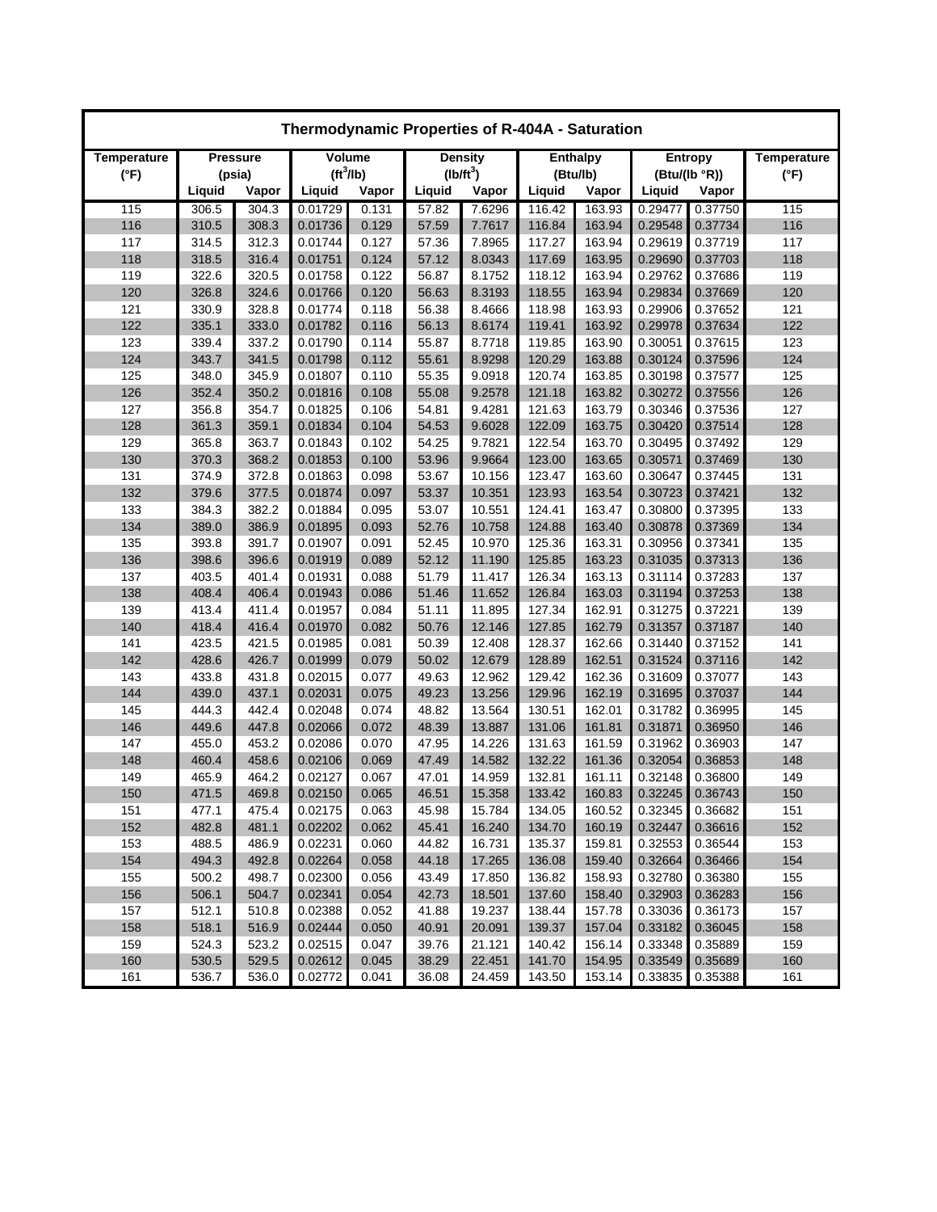## Thermodynamic Properties of R-404A - Saturation

| Temperature (°F) | Pressure (psia) | | Volume ($ft^3$/lb) | | Density ($lb/ft^3$) | | Enthalpy (Btu/lb) | | Entropy (Btu/(lb °R)) | | Temperature (°F) |
|---|---|---|---|---|---|---|---|---|---|---|---|
| | Liquid | Vapor | Liquid | Vapor | Liquid | Vapor | Liquid | Vapor | Liquid | Vapor | |
| 115 | 306.5 | 304.3 | 0.01729 | 0.131 | 57.82 | 7.6296 | 116.42 | 163.93 | 0.29477 | 0.37750 | 115 |
| 116 | 310.5 | 308.3 | 0.01736 | 0.129 | 57.59 | 7.7617 | 116.84 | 163.94 | 0.29548 | 0.37734 | 116 |
| 117 | 314.5 | 312.3 | 0.01744 | 0.127 | 57.36 | 7.8965 | 117.27 | 163.94 | 0.29619 | 0.37719 | 117 |
| 118 | 318.5 | 316.4 | 0.01751 | 0.124 | 57.12 | 8.0343 | 117.69 | 163.95 | 0.29690 | 0.37703 | 118 |
| 119 | 322.6 | 320.5 | 0.01758 | 0.122 | 56.87 | 8.1752 | 118.12 | 163.94 | 0.29762 | 0.37686 | 119 |
| 120 | 326.8 | 324.6 | 0.01766 | 0.120 | 56.63 | 8.3193 | 118.55 | 163.94 | 0.29834 | 0.37669 | 120 |
| 121 | 330.9 | 328.8 | 0.01774 | 0.118 | 56.38 | 8.4666 | 118.98 | 163.93 | 0.29906 | 0.37652 | 121 |
| 122 | 335.1 | 333.0 | 0.01782 | 0.116 | 56.13 | 8.6174 | 119.41 | 163.92 | 0.29978 | 0.37634 | 122 |
| 123 | 339.4 | 337.2 | 0.01790 | 0.114 | 55.87 | 8.7718 | 119.85 | 163.90 | 0.30051 | 0.37615 | 123 |
| 124 | 343.7 | 341.5 | 0.01798 | 0.112 | 55.61 | 8.9298 | 120.29 | 163.88 | 0.30124 | 0.37596 | 124 |
| 125 | 348.0 | 345.9 | 0.01807 | 0.110 | 55.35 | 9.0918 | 120.74 | 163.85 | 0.30198 | 0.37577 | 125 |
| 126 | 352.4 | 350.2 | 0.01816 | 0.108 | 55.08 | 9.2578 | 121.18 | 163.82 | 0.30272 | 0.37556 | 126 |
| 127 | 356.8 | 354.7 | 0.01825 | 0.106 | 54.81 | 9.4281 | 121.63 | 163.79 | 0.30346 | 0.37536 | 127 |
| 128 | 361.3 | 359.1 | 0.01834 | 0.104 | 54.53 | 9.6028 | 122.09 | 163.75 | 0.30420 | 0.37514 | 128 |
| 129 | 365.8 | 363.7 | 0.01843 | 0.102 | 54.25 | 9.7821 | 122.54 | 163.70 | 0.30495 | 0.37492 | 129 |
| 130 | 370.3 | 368.2 | 0.01853 | 0.100 | 53.96 | 9.9664 | 123.00 | 163.65 | 0.30571 | 0.37469 | 130 |
| 131 | 374.9 | 372.8 | 0.01863 | 0.098 | 53.67 | 10.156 | 123.47 | 163.60 | 0.30647 | 0.37445 | 131 |
| 132 | 379.6 | 377.5 | 0.01874 | 0.097 | 53.37 | 10.351 | 123.93 | 163.54 | 0.30723 | 0.37421 | 132 |
| 133 | 384.3 | 382.2 | 0.01884 | 0.095 | 53.07 | 10.551 | 124.41 | 163.47 | 0.30800 | 0.37395 | 133 |
| 134 | 389.0 | 386.9 | 0.01895 | 0.093 | 52.76 | 10.758 | 124.88 | 163.40 | 0.30878 | 0.37369 | 134 |
| 135 | 393.8 | 391.7 | 0.01907 | 0.091 | 52.45 | 10.970 | 125.36 | 163.31 | 0.30956 | 0.37341 | 135 |
| 136 | 398.6 | 396.6 | 0.01919 | 0.089 | 52.12 | 11.190 | 125.85 | 163.23 | 0.31035 | 0.37313 | 136 |
| 137 | 403.5 | 401.4 | 0.01931 | 0.088 | 51.79 | 11.417 | 126.34 | 163.13 | 0.31114 | 0.37283 | 137 |
| 138 | 408.4 | 406.4 | 0.01943 | 0.086 | 51.46 | 11.652 | 126.84 | 163.03 | 0.31194 | 0.37253 | 138 |
| 139 | 413.4 | 411.4 | 0.01957 | 0.084 | 51.11 | 11.895 | 127.34 | 162.91 | 0.31275 | 0.37221 | 139 |
| 140 | 418.4 | 416.4 | 0.01970 | 0.082 | 50.76 | 12.146 | 127.85 | 162.79 | 0.31357 | 0.37187 | 140 |
| 141 | 423.5 | 421.5 | 0.01985 | 0.081 | 50.39 | 12.408 | 128.37 | 162.66 | 0.31440 | 0.37152 | 141 |
| 142 | 428.6 | 426.7 | 0.01999 | 0.079 | 50.02 | 12.679 | 128.89 | 162.51 | 0.31524 | 0.37116 | 142 |
| 143 | 433.8 | 431.8 | 0.02015 | 0.077 | 49.63 | 12.962 | 129.42 | 162.36 | 0.31609 | 0.37077 | 143 |
| 144 | 439.0 | 437.1 | 0.02031 | 0.075 | 49.23 | 13.256 | 129.96 | 162.19 | 0.31695 | 0.37037 | 144 |
| 145 | 444.3 | 442.4 | 0.02048 | 0.074 | 48.82 | 13.564 | 130.51 | 162.01 | 0.31782 | 0.36995 | 145 |
| 146 | 449.6 | 447.8 | 0.02066 | 0.072 | 48.39 | 13.887 | 131.06 | 161.81 | 0.31871 | 0.36950 | 146 |
| 147 | 455.0 | 453.2 | 0.02086 | 0.070 | 47.95 | 14.226 | 131.63 | 161.59 | 0.31962 | 0.36903 | 147 |
| 148 | 460.4 | 458.6 | 0.02106 | 0.069 | 47.49 | 14.582 | 132.22 | 161.36 | 0.32054 | 0.36853 | 148 |
| 149 | 465.9 | 464.2 | 0.02127 | 0.067 | 47.01 | 14.959 | 132.81 | 161.11 | 0.32148 | 0.36800 | 149 |
| 150 | 471.5 | 469.8 | 0.02150 | 0.065 | 46.51 | 15.358 | 133.42 | 160.83 | 0.32245 | 0.36743 | 150 |
| 151 | 477.1 | 475.4 | 0.02175 | 0.063 | 45.98 | 15.784 | 134.05 | 160.52 | 0.32345 | 0.36682 | 151 |
| 152 | 482.8 | 481.1 | 0.02202 | 0.062 | 45.41 | 16.240 | 134.70 | 160.19 | 0.32447 | 0.36616 | 152 |
| 153 | 488.5 | 486.9 | 0.02231 | 0.060 | 44.82 | 16.731 | 135.37 | 159.81 | 0.32553 | 0.36544 | 153 |
| 154 | 494.3 | 492.8 | 0.02264 | 0.058 | 44.18 | 17.265 | 136.08 | 159.40 | 0.32664 | 0.36466 | 154 |
| 155 | 500.2 | 498.7 | 0.02300 | 0.056 | 43.49 | 17.850 | 136.82 | 158.93 | 0.32780 | 0.36380 | 155 |
| 156 | 506.1 | 504.7 | 0.02341 | 0.054 | 42.73 | 18.501 | 137.60 | 158.40 | 0.32903 | 0.36283 | 156 |
| 157 | 512.1 | 510.8 | 0.02388 | 0.052 | 41.88 | 19.237 | 138.44 | 157.78 | 0.33036 | 0.36173 | 157 |
| 158 | 518.1 | 516.9 | 0.02444 | 0.050 | 40.91 | 20.091 | 139.37 | 157.04 | 0.33182 | 0.36045 | 158 |
| 159 | 524.3 | 523.2 | 0.02515 | 0.047 | 39.76 | 21.121 | 140.42 | 156.14 | 0.33348 | 0.35889 | 159 |
| 160 | 530.5 | 529.5 | 0.02612 | 0.045 | 38.29 | 22.451 | 141.70 | 154.95 | 0.33549 | 0.35689 | 160 |
| 161 | 536.7 | 536.0 | 0.02772 | 0.041 | 36.08 | 24.459 | 143.50 | 153.14 | 0.33835 | 0.35388 | 161 |